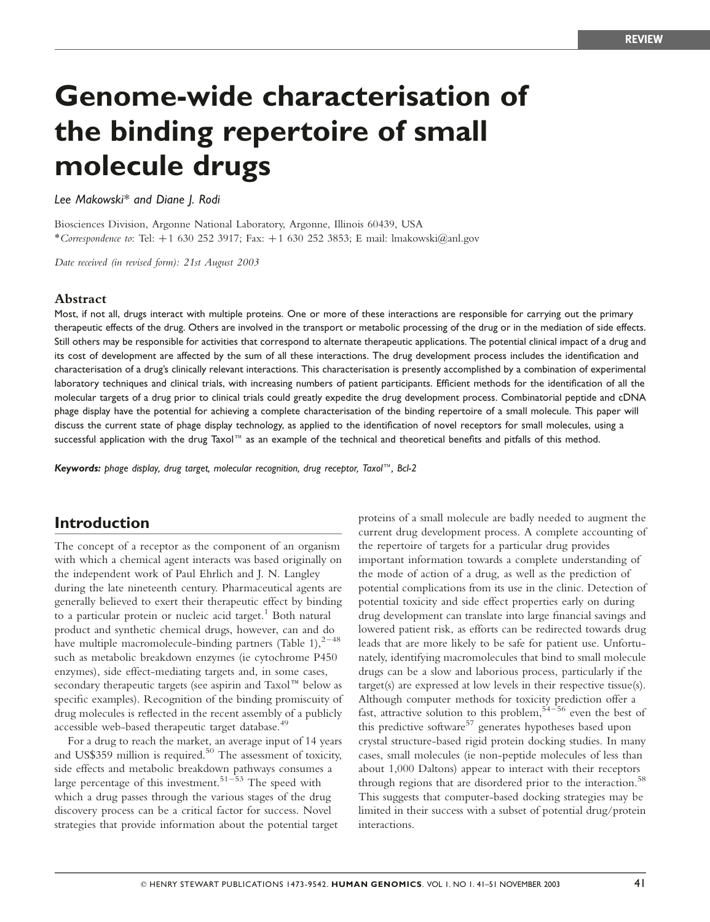REVIEW

# Genome-wide characterisation of the binding repertoire of small molecule drugs

*Lee Makowski\* and Diane J. Rodi*

Biosciences Division, Argonne National Laboratory, Argonne, Illinois 60439, USA
\**Correspondence to*: Tel: +1 630 252 3917; Fax: +1 630 252 3853; E mail: lmakowski@anl.gov

*Date received (in revised form): 21st August 2003*

### Abstract

Most, if not all, drugs interact with multiple proteins. One or more of these interactions are responsible for carrying out the primary therapeutic effects of the drug. Others are involved in the transport or metabolic processing of the drug or in the mediation of side effects. Still others may be responsible for activities that correspond to alternate therapeutic applications. The potential clinical impact of a drug and its cost of development are affected by the sum of all these interactions. The drug development process includes the identification and characterisation of a drug's clinically relevant interactions. This characterisation is presently accomplished by a combination of experimental laboratory techniques and clinical trials, with increasing numbers of patient participants. Efficient methods for the identification of all the molecular targets of a drug prior to clinical trials could greatly expedite the drug development process. Combinatorial peptide and cDNA phage display have the potential for achieving a complete characterisation of the binding repertoire of a small molecule. This paper will discuss the current state of phage display technology, as applied to the identification of novel receptors for small molecules, using a successful application with the drug Taxol™ as an example of the technical and theoretical benefits and pitfalls of this method.

***Keywords:** phage display, drug target, molecular recognition, drug receptor, Taxol™, Bcl-2*

## Introduction

The concept of a receptor as the component of an organism with which a chemical agent interacts was based originally on the independent work of Paul Ehrlich and J. N. Langley during the late nineteenth century. Pharmaceutical agents are generally believed to exert their therapeutic effect by binding to a particular protein or nucleic acid target.[1] Both natural product and synthetic chemical drugs, however, can and do have multiple macromolecule-binding partners (Table 1),[2–48] such as metabolic breakdown enzymes (ie cytochrome P450 enzymes), side effect-mediating targets and, in some cases, secondary therapeutic targets (see aspirin and Taxol™ below as specific examples). Recognition of the binding promiscuity of drug molecules is reflected in the recent assembly of a publicly accessible web-based therapeutic target database.[49]

For a drug to reach the market, an average input of 14 years and US$359 million is required.[50] The assessment of toxicity, side effects and metabolic breakdown pathways consumes a large percentage of this investment.[51–53] The speed with which a drug passes through the various stages of the drug discovery process can be a critical factor for success. Novel strategies that provide information about the potential target proteins of a small molecule are badly needed to augment the current drug development process. A complete accounting of the repertoire of targets for a particular drug provides important information towards a complete understanding of the mode of action of a drug, as well as the prediction of potential complications from its use in the clinic. Detection of potential toxicity and side effect properties early on during drug development can translate into large financial savings and lowered patient risk, as efforts can be redirected towards drug leads that are more likely to be safe for patient use. Unfortunately, identifying macromolecules that bind to small molecule drugs can be a slow and laborious process, particularly if the target(s) are expressed at low levels in their respective tissue(s). Although computer methods for toxicity prediction offer a fast, attractive solution to this problem,[54–56] even the best of this predictive software[57] generates hypotheses based upon crystal structure-based rigid protein docking studies. In many cases, small molecules (ie non-peptide molecules of less than about 1,000 Daltons) appear to interact with their receptors through regions that are disordered prior to the interaction.[58] This suggests that computer-based docking strategies may be limited in their success with a subset of potential drug/protein interactions.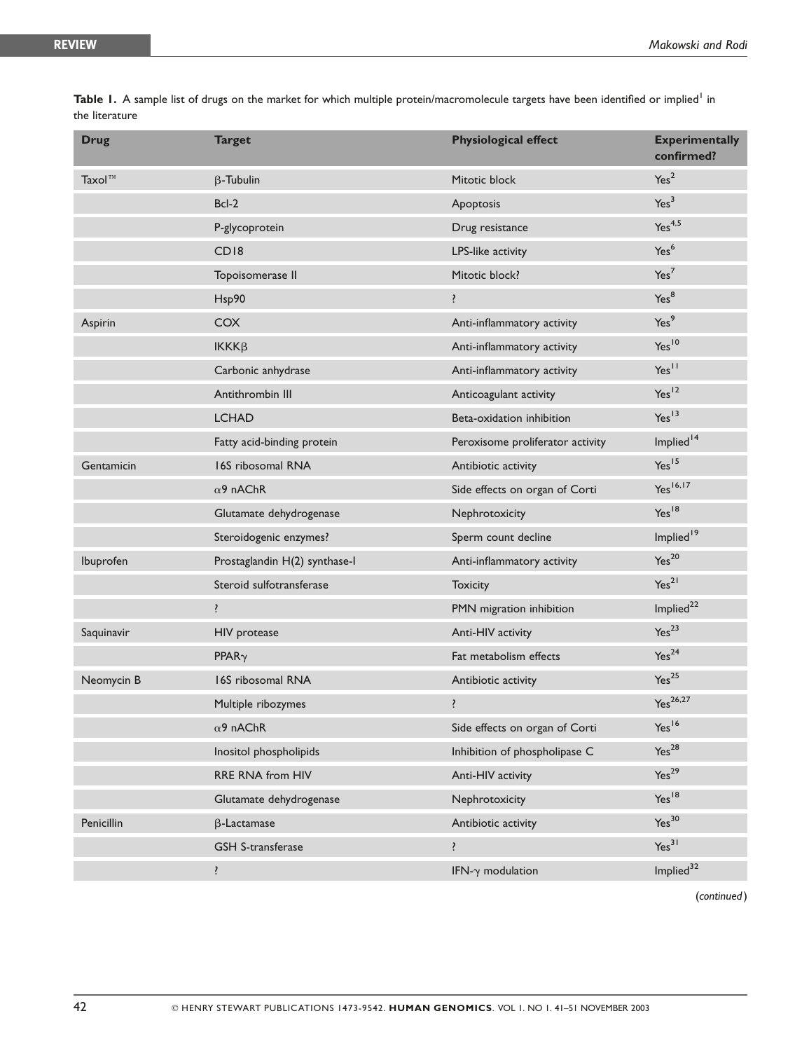**Table 1.** A sample list of drugs on the market for which multiple protein/macromolecule targets have been identified or implied[1] in the literature

| Drug | Target | Physiological effect | Experimentally confirmed? |
|---|---|---|---|
| Taxol™ | β-Tubulin | Mitotic block | Yes[2] |
| | Bcl-2 | Apoptosis | Yes[3] |
| | P-glycoprotein | Drug resistance | Yes[4,5] |
| | CD18 | LPS-like activity | Yes[6] |
| | Topoisomerase II | Mitotic block? | Yes[7] |
| | Hsp90 | ? | Yes[8] |
| Aspirin | COX | Anti-inflammatory activity | Yes[9] |
| | IKKβ | Anti-inflammatory activity | Yes[10] |
| | Carbonic anhydrase | Anti-inflammatory activity | Yes[11] |
| | Antithrombin III | Anticoagulant activity | Yes[12] |
| | LCHAD | Beta-oxidation inhibition | Yes[13] |
| | Fatty acid-binding protein | Peroxisome proliferator activity | Implied[14] |
| Gentamicin | 16S ribosomal RNA | Antibiotic activity | Yes[15] |
| | α9 nAChR | Side effects on organ of Corti | Yes[16,17] |
| | Glutamate dehydrogenase | Nephrotoxicity | Yes[18] |
| | Steroidogenic enzymes? | Sperm count decline | Implied[19] |
| Ibuprofen | Prostaglandin H(2) synthase-I | Anti-inflammatory activity | Yes[20] |
| | Steroid sulfotransferase | Toxicity | Yes[21] |
| | ? | PMN migration inhibition | Implied[22] |
| Saquinavir | HIV protease | Anti-HIV activity | Yes[23] |
| | PPARγ | Fat metabolism effects | Yes[24] |
| Neomycin B | 16S ribosomal RNA | Antibiotic activity | Yes[25] |
| | Multiple ribozymes | ? | Yes[26,27] |
| | α9 nAChR | Side effects on organ of Corti | Yes[16] |
| | Inositol phospholipids | Inhibition of phospholipase C | Yes[28] |
| | RRE RNA from HIV | Anti-HIV activity | Yes[29] |
| | Glutamate dehydrogenase | Nephrotoxicity | Yes[18] |
| Penicillin | β-Lactamase | Antibiotic activity | Yes[30] |
| | GSH S-transferase | ? | Yes[31] |
| | ? | IFN-γ modulation | Implied[32] |

(*continued*)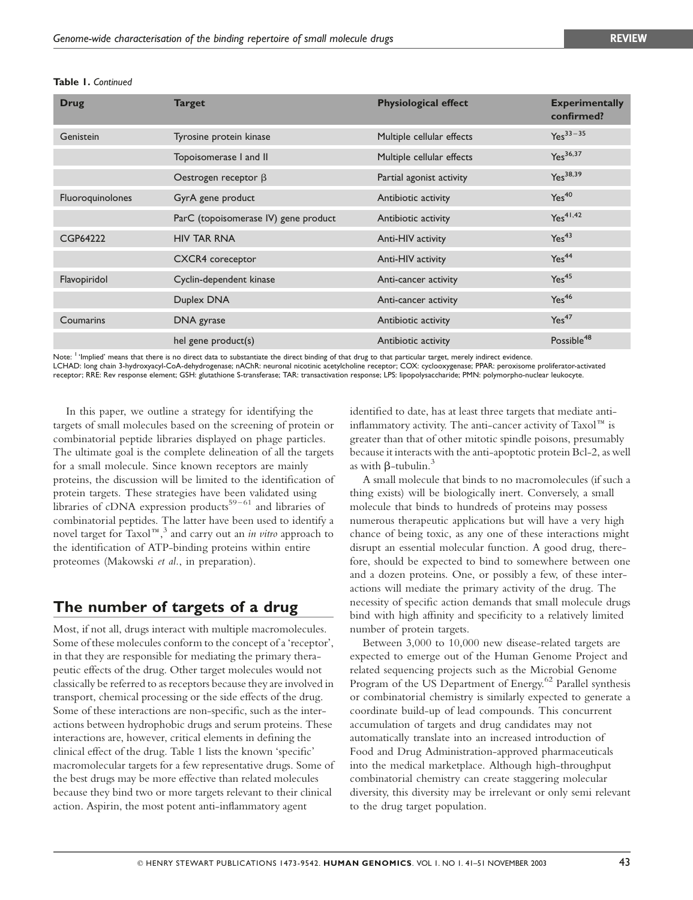**Table 1.** *Continued*

| Drug | Target | Physiological effect | Experimentally confirmed? |
|---|---|---|---|
| Genistein | Tyrosine protein kinase | Multiple cellular effects | Yes[33–35] |
| | Topoisomerase I and II | Multiple cellular effects | Yes[36,37] |
| | Oestrogen receptor β | Partial agonist activity | Yes[38,39] |
| Fluoroquinolones | GyrA gene product | Antibiotic activity | Yes[40] |
| | ParC (topoisomerase IV) gene product | Antibiotic activity | Yes[41,42] |
| CGP64222 | HIV TAR RNA | Anti-HIV activity | Yes[43] |
| | CXCR4 coreceptor | Anti-HIV activity | Yes[44] |
| Flavopiridol | Cyclin-dependent kinase | Anti-cancer activity | Yes[45] |
| | Duplex DNA | Anti-cancer activity | Yes[46] |
| Coumarins | DNA gyrase | Antibiotic activity | Yes[47] |
| | hel gene product(s) | Antibiotic activity | Possible[48] |

Note: [1] 'Implied' means that there is no direct data to substantiate the direct binding of that drug to that particular target, merely indirect evidence.
LCHAD: long chain 3-hydroxyacyl-CoA-dehydrogenase; nAChR: neuronal nicotinic acetylcholine receptor; COX: cyclooxygenase; PPAR: peroxisome proliferator-activated receptor; RRE: Rev response element; GSH: glutathione S-transferase; TAR: transactivation response; LPS: lipopolysaccharide; PMN: polymorpho-nuclear leukocyte.

In this paper, we outline a strategy for identifying the targets of small molecules based on the screening of protein or combinatorial peptide libraries displayed on phage particles. The ultimate goal is the complete delineation of all the targets for a small molecule. Since known receptors are mainly proteins, the discussion will be limited to the identification of protein targets. These strategies have been validated using libraries of cDNA expression products[59–61] and libraries of combinatorial peptides. The latter have been used to identify a novel target for Taxol™,[3] and carry out an *in vitro* approach to the identification of ATP-binding proteins within entire proteomes (Makowski *et al.*, in preparation).

## The number of targets of a drug

Most, if not all, drugs interact with multiple macromolecules. Some of these molecules conform to the concept of a 'receptor', in that they are responsible for mediating the primary therapeutic effects of the drug. Other target molecules would not classically be referred to as receptors because they are involved in transport, chemical processing or the side effects of the drug. Some of these interactions are non-specific, such as the interactions between hydrophobic drugs and serum proteins. These interactions are, however, critical elements in defining the clinical effect of the drug. Table 1 lists the known 'specific' macromolecular targets for a few representative drugs. Some of the best drugs may be more effective than related molecules because they bind two or more targets relevant to their clinical action. Aspirin, the most potent anti-inflammatory agent identified to date, has at least three targets that mediate anti-inflammatory activity. The anti-cancer activity of Taxol™ is greater than that of other mitotic spindle poisons, presumably because it interacts with the anti-apoptotic protein Bcl-2, as well as with β-tubulin.[3]

A small molecule that binds to no macromolecules (if such a thing exists) will be biologically inert. Conversely, a small molecule that binds to hundreds of proteins may possess numerous therapeutic applications but will have a very high chance of being toxic, as any one of these interactions might disrupt an essential molecular function. A good drug, therefore, should be expected to bind to somewhere between one and a dozen proteins. One, or possibly a few, of these interactions will mediate the primary activity of the drug. The necessity of specific action demands that small molecule drugs bind with high affinity and specificity to a relatively limited number of protein targets.

Between 3,000 to 10,000 new disease-related targets are expected to emerge out of the Human Genome Project and related sequencing projects such as the Microbial Genome Program of the US Department of Energy.[62] Parallel synthesis or combinatorial chemistry is similarly expected to generate a coordinate build-up of lead compounds. This concurrent accumulation of targets and drug candidates may not automatically translate into an increased introduction of Food and Drug Administration-approved pharmaceuticals into the medical marketplace. Although high-throughput combinatorial chemistry can create staggering molecular diversity, this diversity may be irrelevant or only semi relevant to the drug target population.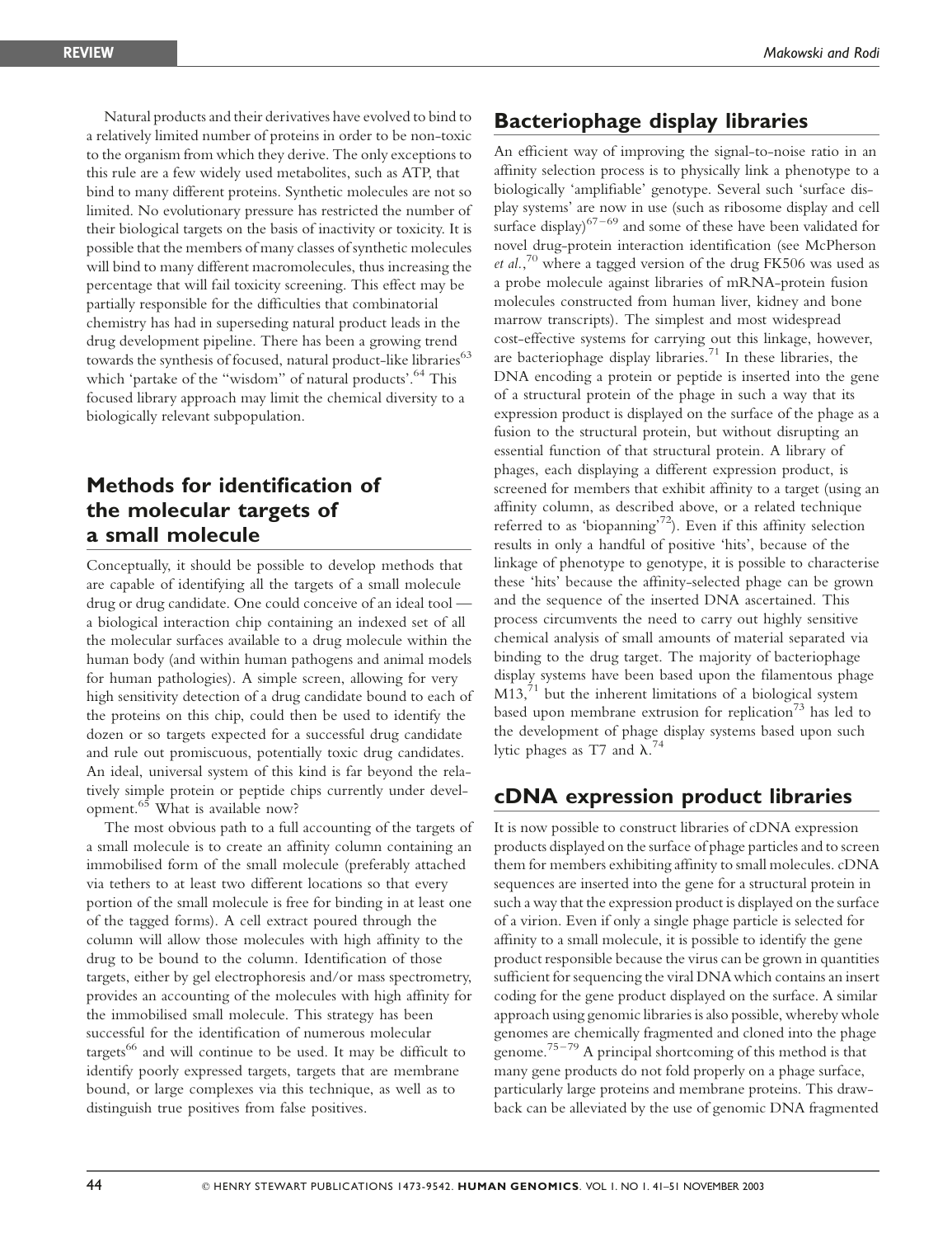Natural products and their derivatives have evolved to bind to a relatively limited number of proteins in order to be non-toxic to the organism from which they derive. The only exceptions to this rule are a few widely used metabolites, such as ATP, that bind to many different proteins. Synthetic molecules are not so limited. No evolutionary pressure has restricted the number of their biological targets on the basis of inactivity or toxicity. It is possible that the members of many classes of synthetic molecules will bind to many different macromolecules, thus increasing the percentage that will fail toxicity screening. This effect may be partially responsible for the difficulties that combinatorial chemistry has had in superseding natural product leads in the drug development pipeline. There has been a growing trend towards the synthesis of focused, natural product-like libraries[63] which 'partake of the "wisdom" of natural products'.[64] This focused library approach may limit the chemical diversity to a biologically relevant subpopulation.

## Methods for identification of the molecular targets of a small molecule

Conceptually, it should be possible to develop methods that are capable of identifying all the targets of a small molecule drug or drug candidate. One could conceive of an ideal tool — a biological interaction chip containing an indexed set of all the molecular surfaces available to a drug molecule within the human body (and within human pathogens and animal models for human pathologies). A simple screen, allowing for very high sensitivity detection of a drug candidate bound to each of the proteins on this chip, could then be used to identify the dozen or so targets expected for a successful drug candidate and rule out promiscuous, potentially toxic drug candidates. An ideal, universal system of this kind is far beyond the relatively simple protein or peptide chips currently under development.[65] What is available now?

The most obvious path to a full accounting of the targets of a small molecule is to create an affinity column containing an immobilised form of the small molecule (preferably attached via tethers to at least two different locations so that every portion of the small molecule is free for binding in at least one of the tagged forms). A cell extract poured through the column will allow those molecules with high affinity to the drug to be bound to the column. Identification of those targets, either by gel electrophoresis and/or mass spectrometry, provides an accounting of the molecules with high affinity for the immobilised small molecule. This strategy has been successful for the identification of numerous molecular targets[66] and will continue to be used. It may be difficult to identify poorly expressed targets, targets that are membrane bound, or large complexes via this technique, as well as to distinguish true positives from false positives.

## Bacteriophage display libraries

An efficient way of improving the signal-to-noise ratio in an affinity selection process is to physically link a phenotype to a biologically 'amplifiable' genotype. Several such 'surface display systems' are now in use (such as ribosome display and cell surface display)[67–69] and some of these have been validated for novel drug-protein interaction identification (see McPherson *et al.*,[70] where a tagged version of the drug FK506 was used as a probe molecule against libraries of mRNA-protein fusion molecules constructed from human liver, kidney and bone marrow transcripts). The simplest and most widespread cost-effective systems for carrying out this linkage, however, are bacteriophage display libraries.[71] In these libraries, the DNA encoding a protein or peptide is inserted into the gene of a structural protein of the phage in such a way that its expression product is displayed on the surface of the phage as a fusion to the structural protein, but without disrupting an essential function of that structural protein. A library of phages, each displaying a different expression product, is screened for members that exhibit affinity to a target (using an affinity column, as described above, or a related technique referred to as 'biopanning'[72]). Even if this affinity selection results in only a handful of positive 'hits', because of the linkage of phenotype to genotype, it is possible to characterise these 'hits' because the affinity-selected phage can be grown and the sequence of the inserted DNA ascertained. This process circumvents the need to carry out highly sensitive chemical analysis of small amounts of material separated via binding to the drug target. The majority of bacteriophage display systems have been based upon the filamentous phage M13,[71] but the inherent limitations of a biological system based upon membrane extrusion for replication[73] has led to the development of phage display systems based upon such lytic phages as T7 and λ.[74]

## cDNA expression product libraries

It is now possible to construct libraries of cDNA expression products displayed on the surface of phage particles and to screen them for members exhibiting affinity to small molecules. cDNA sequences are inserted into the gene for a structural protein in such a way that the expression product is displayed on the surface of a virion. Even if only a single phage particle is selected for affinity to a small molecule, it is possible to identify the gene product responsible because the virus can be grown in quantities sufficient for sequencing the viral DNA which contains an insert coding for the gene product displayed on the surface. A similar approach using genomic libraries is also possible, whereby whole genomes are chemically fragmented and cloned into the phage genome.[75–79] A principal shortcoming of this method is that many gene products do not fold properly on a phage surface, particularly large proteins and membrane proteins. This drawback can be alleviated by the use of genomic DNA fragmented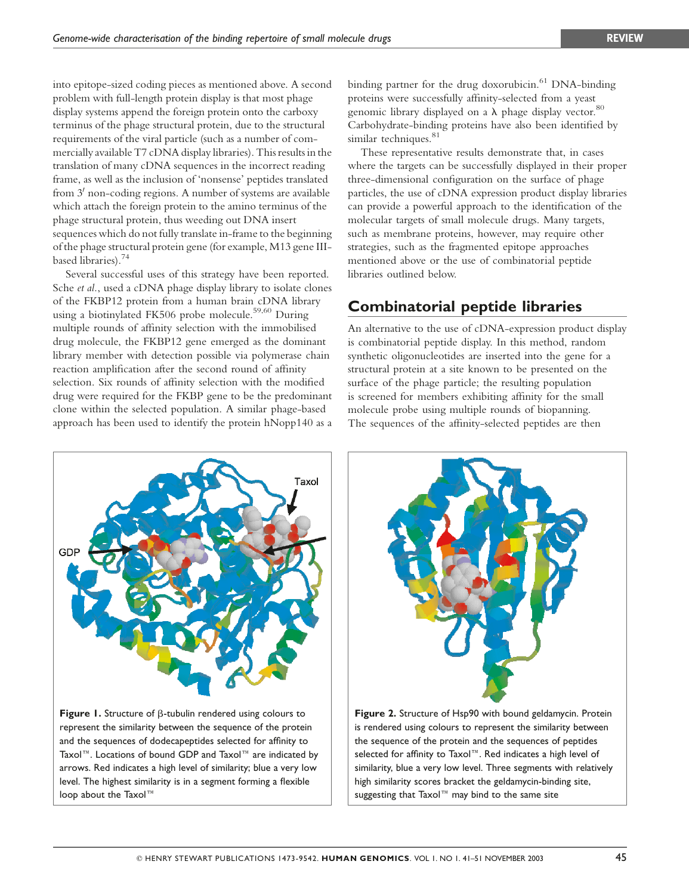into epitope-sized coding pieces as mentioned above. A second problem with full-length protein display is that most phage display systems append the foreign protein onto the carboxy terminus of the phage structural protein, due to the structural requirements of the viral particle (such as a number of commercially available T7 cDNA display libraries). This results in the translation of many cDNA sequences in the incorrect reading frame, as well as the inclusion of 'nonsense' peptides translated from 3′ non-coding regions. A number of systems are available which attach the foreign protein to the amino terminus of the phage structural protein, thus weeding out DNA insert sequences which do not fully translate in-frame to the beginning of the phage structural protein gene (for example, M13 gene III-based libraries).[74]

Several successful uses of this strategy have been reported. Sche *et al.*, used a cDNA phage display library to isolate clones of the FKBP12 protein from a human brain cDNA library using a biotinylated FK506 probe molecule.[59,60] During multiple rounds of affinity selection with the immobilised drug molecule, the FKBP12 gene emerged as the dominant library member with detection possible via polymerase chain reaction amplification after the second round of affinity selection. Six rounds of affinity selection with the modified drug were required for the FKBP gene to be the predominant clone within the selected population. A similar phage-based approach has been used to identify the protein hNopp140 as a binding partner for the drug doxorubicin.[61] DNA-binding proteins were successfully affinity-selected from a yeast genomic library displayed on a λ phage display vector.[80] Carbohydrate-binding proteins have also been identified by similar techniques.[81]

These representative results demonstrate that, in cases where the targets can be successfully displayed in their proper three-dimensional configuration on the surface of phage particles, the use of cDNA expression product display libraries can provide a powerful approach to the identification of the molecular targets of small molecule drugs. Many targets, such as membrane proteins, however, may require other strategies, such as the fragmented epitope approaches mentioned above or the use of combinatorial peptide libraries outlined below.

## Combinatorial peptide libraries

An alternative to the use of cDNA-expression product display is combinatorial peptide display. In this method, random synthetic oligonucleotides are inserted into the gene for a structural protein at a site known to be presented on the surface of the phage particle; the resulting population is screened for members exhibiting affinity for the small molecule probe using multiple rounds of biopanning. The sequences of the affinity-selected peptides are then

**Figure 1.** Structure of β-tubulin rendered using colours to represent the similarity between the sequence of the protein and the sequences of dodecapeptides selected for affinity to Taxol™. Locations of bound GDP and Taxol™ are indicated by arrows. Red indicates a high level of similarity; blue a very low level. The highest similarity is in a segment forming a flexible loop about the Taxol™

**Figure 2.** Structure of Hsp90 with bound geldamycin. Protein is rendered using colours to represent the similarity between the sequence of the protein and the sequences of peptides selected for affinity to Taxol™. Red indicates a high level of similarity, blue a very low level. Three segments with relatively high similarity scores bracket the geldamycin-binding site, suggesting that Taxol™ may bind to the same site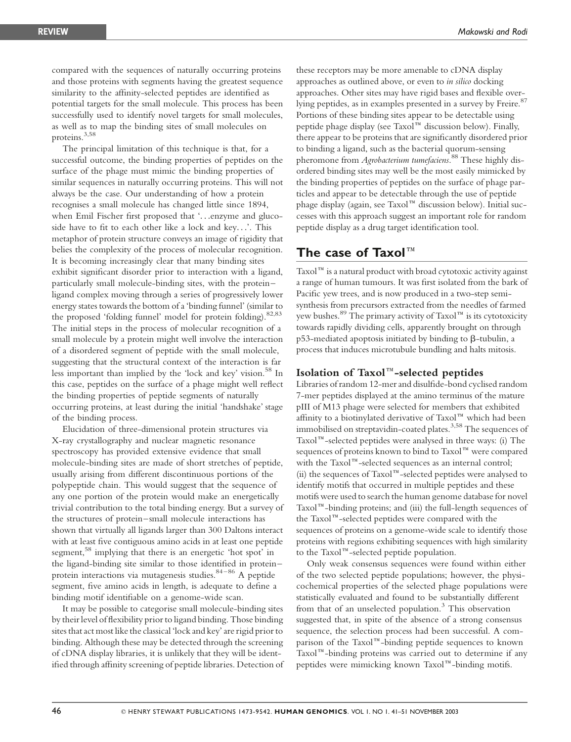compared with the sequences of naturally occurring proteins and those proteins with segments having the greatest sequence similarity to the affinity-selected peptides are identified as potential targets for the small molecule. This process has been successfully used to identify novel targets for small molecules, as well as to map the binding sites of small molecules on proteins.[3,58]

The principal limitation of this technique is that, for a successful outcome, the binding properties of peptides on the surface of the phage must mimic the binding properties of similar sequences in naturally occurring proteins. This will not always be the case. Our understanding of how a protein recognises a small molecule has changed little since 1894, when Emil Fischer first proposed that '...enzyme and glucoside have to fit to each other like a lock and key...'. This metaphor of protein structure conveys an image of rigidity that belies the complexity of the process of molecular recognition. It is becoming increasingly clear that many binding sites exhibit significant disorder prior to interaction with a ligand, particularly small molecule-binding sites, with the protein–ligand complex moving through a series of progressively lower energy states towards the bottom of a 'binding funnel' (similar to the proposed 'folding funnel' model for protein folding).[82,83] The initial steps in the process of molecular recognition of a small molecule by a protein might well involve the interaction of a disordered segment of peptide with the small molecule, suggesting that the structural context of the interaction is far less important than implied by the 'lock and key' vision.[58] In this case, peptides on the surface of a phage might well reflect the binding properties of peptide segments of naturally occurring proteins, at least during the initial 'handshake' stage of the binding process.

Elucidation of three-dimensional protein structures via X-ray crystallography and nuclear magnetic resonance spectroscopy has provided extensive evidence that small molecule-binding sites are made of short stretches of peptide, usually arising from different discontinuous portions of the polypeptide chain. This would suggest that the sequence of any one portion of the protein would make an energetically trivial contribution to the total binding energy. But a survey of the structures of protein–small molecule interactions has shown that virtually all ligands larger than 300 Daltons interact with at least five contiguous amino acids in at least one peptide segment,[58] implying that there is an energetic 'hot spot' in the ligand-binding site similar to those identified in protein–protein interactions via mutagenesis studies.[84–86] A peptide segment, five amino acids in length, is adequate to define a binding motif identifiable on a genome-wide scan.

It may be possible to categorise small molecule-binding sites by their level of flexibility prior to ligand binding. Those binding sites that act most like the classical 'lock and key' are rigid prior to binding. Although these may be detected through the screening of cDNA display libraries, it is unlikely that they will be identified through affinity screening of peptide libraries. Detection of these receptors may be more amenable to cDNA display approaches as outlined above, or even to *in silico* docking approaches. Other sites may have rigid bases and flexible overlying peptides, as in examples presented in a survey by Freire.[87] Portions of these binding sites appear to be detectable using peptide phage display (see Taxol™ discussion below). Finally, there appear to be proteins that are significantly disordered prior to binding a ligand, such as the bacterial quorum-sensing pheromone from *Agrobacterium tumefaciens*.[88] These highly disordered binding sites may well be the most easily mimicked by the binding properties of peptides on the surface of phage particles and appear to be detectable through the use of peptide phage display (again, see Taxol™ discussion below). Initial successes with this approach suggest an important role for random peptide display as a drug target identification tool.

## The case of Taxol™

Taxol™ is a natural product with broad cytotoxic activity against a range of human tumours. It was first isolated from the bark of Pacific yew trees, and is now produced in a two-step semi-synthesis from precursors extracted from the needles of farmed yew bushes.[89] The primary activity of Taxol™ is its cytotoxicity towards rapidly dividing cells, apparently brought on through p53-mediated apoptosis initiated by binding to β-tubulin, a process that induces microtubule bundling and halts mitosis.

### Isolation of Taxol™-selected peptides

Libraries of random 12-mer and disulfide-bond cyclised random 7-mer peptides displayed at the amino terminus of the mature pIII of M13 phage were selected for members that exhibited affinity to a biotinylated derivative of Taxol™ which had been immobilised on streptavidin-coated plates.[3,58] The sequences of Taxol™-selected peptides were analysed in three ways: (i) The sequences of proteins known to bind to Taxol™ were compared with the Taxol™-selected sequences as an internal control; (ii) the sequences of Taxol™-selected peptides were analysed to identify motifs that occurred in multiple peptides and these motifs were used to search the human genome database for novel Taxol™-binding proteins; and (iii) the full-length sequences of the Taxol™-selected peptides were compared with the sequences of proteins on a genome-wide scale to identify those proteins with regions exhibiting sequences with high similarity to the Taxol™-selected peptide population.

Only weak consensus sequences were found within either of the two selected peptide populations; however, the physicochemical properties of the selected phage populations were statistically evaluated and found to be substantially different from that of an unselected population.[3] This observation suggested that, in spite of the absence of a strong consensus sequence, the selection process had been successful. A comparison of the Taxol™-binding peptide sequences to known Taxol™-binding proteins was carried out to determine if any peptides were mimicking known Taxol™-binding motifs.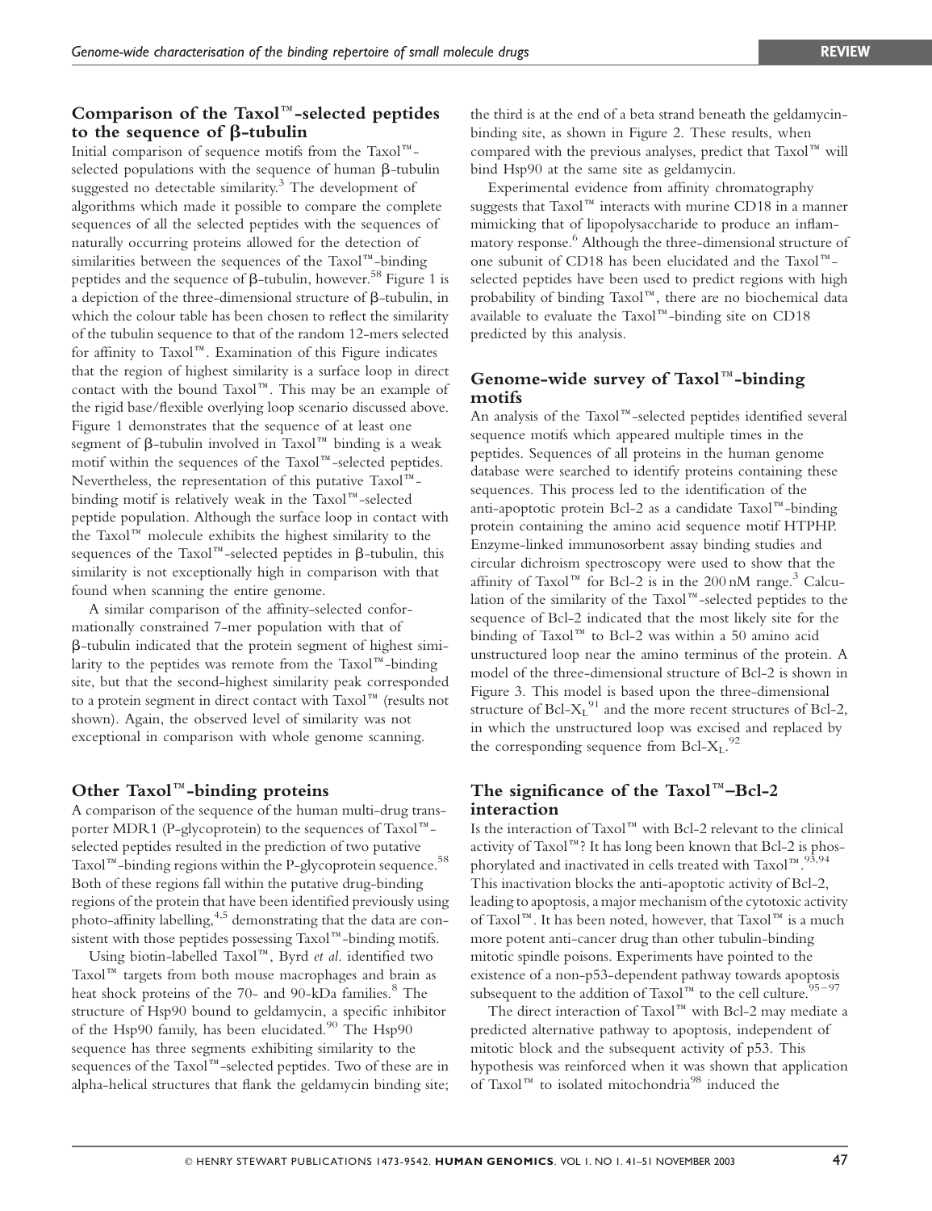## Comparison of the Taxol™-selected peptides to the sequence of β-tubulin

Initial comparison of sequence motifs from the Taxol™-selected populations with the sequence of human β-tubulin suggested no detectable similarity.[3] The development of algorithms which made it possible to compare the complete sequences of all the selected peptides with the sequences of naturally occurring proteins allowed for the detection of similarities between the sequences of the Taxol™-binding peptides and the sequence of β-tubulin, however.[58] Figure 1 is a depiction of the three-dimensional structure of β-tubulin, in which the colour table has been chosen to reflect the similarity of the tubulin sequence to that of the random 12-mers selected for affinity to Taxol™. Examination of this Figure indicates that the region of highest similarity is a surface loop in direct contact with the bound Taxol™. This may be an example of the rigid base/flexible overlying loop scenario discussed above. Figure 1 demonstrates that the sequence of at least one segment of β-tubulin involved in Taxol™ binding is a weak motif within the sequences of the Taxol™-selected peptides. Nevertheless, the representation of this putative Taxol™-binding motif is relatively weak in the Taxol™-selected peptide population. Although the surface loop in contact with the Taxol™ molecule exhibits the highest similarity to the sequences of the Taxol™-selected peptides in β-tubulin, this similarity is not exceptionally high in comparison with that found when scanning the entire genome.

A similar comparison of the affinity-selected conformationally constrained 7-mer population with that of β-tubulin indicated that the protein segment of highest similarity to the peptides was remote from the Taxol™-binding site, but that the second-highest similarity peak corresponded to a protein segment in direct contact with Taxol™ (results not shown). Again, the observed level of similarity was not exceptional in comparison with whole genome scanning.

## Other Taxol™-binding proteins

A comparison of the sequence of the human multi-drug transporter MDR1 (P-glycoprotein) to the sequences of Taxol™-selected peptides resulted in the prediction of two putative Taxol™-binding regions within the P-glycoprotein sequence.[58] Both of these regions fall within the putative drug-binding regions of the protein that have been identified previously using photo-affinity labelling,[4,5] demonstrating that the data are consistent with those peptides possessing Taxol™-binding motifs.

Using biotin-labelled Taxol™, Byrd *et al.* identified two Taxol™ targets from both mouse macrophages and brain as heat shock proteins of the 70- and 90-kDa families.[8] The structure of Hsp90 bound to geldamycin, a specific inhibitor of the Hsp90 family, has been elucidated.[90] The Hsp90 sequence has three segments exhibiting similarity to the sequences of the Taxol™-selected peptides. Two of these are in alpha-helical structures that flank the geldamycin binding site; the third is at the end of a beta strand beneath the geldamycin-binding site, as shown in Figure 2. These results, when compared with the previous analyses, predict that Taxol™ will bind Hsp90 at the same site as geldamycin.

Experimental evidence from affinity chromatography suggests that Taxol™ interacts with murine CD18 in a manner mimicking that of lipopolysaccharide to produce an inflammatory response.[6] Although the three-dimensional structure of one subunit of CD18 has been elucidated and the Taxol™-selected peptides have been used to predict regions with high probability of binding Taxol™, there are no biochemical data available to evaluate the Taxol™-binding site on CD18 predicted by this analysis.

## Genome-wide survey of Taxol™-binding motifs

An analysis of the Taxol™-selected peptides identified several sequence motifs which appeared multiple times in the peptides. Sequences of all proteins in the human genome database were searched to identify proteins containing these sequences. This process led to the identification of the anti-apoptotic protein Bcl-2 as a candidate Taxol™-binding protein containing the amino acid sequence motif HTPHP. Enzyme-linked immunosorbent assay binding studies and circular dichroism spectroscopy were used to show that the affinity of Taxol™ for Bcl-2 is in the 200 nM range.[3] Calculation of the similarity of the Taxol™-selected peptides to the sequence of Bcl-2 indicated that the most likely site for the binding of Taxol™ to Bcl-2 was within a 50 amino acid unstructured loop near the amino terminus of the protein. A model of the three-dimensional structure of Bcl-2 is shown in Figure 3. This model is based upon the three-dimensional structure of Bcl-$X_L$[91] and the more recent structures of Bcl-2, in which the unstructured loop was excised and replaced by the corresponding sequence from Bcl-$X_L$.[92]

## The significance of the Taxol™–Bcl-2 interaction

Is the interaction of Taxol™ with Bcl-2 relevant to the clinical activity of Taxol™? It has long been known that Bcl-2 is phosphorylated and inactivated in cells treated with Taxol™.[93,94] This inactivation blocks the anti-apoptotic activity of Bcl-2, leading to apoptosis, a major mechanism of the cytotoxic activity of Taxol™. It has been noted, however, that Taxol™ is a much more potent anti-cancer drug than other tubulin-binding mitotic spindle poisons. Experiments have pointed to the existence of a non-p53-dependent pathway towards apoptosis subsequent to the addition of Taxol™ to the cell culture.[95–97]

The direct interaction of Taxol™ with Bcl-2 may mediate a predicted alternative pathway to apoptosis, independent of mitotic block and the subsequent activity of p53. This hypothesis was reinforced when it was shown that application of Taxol™ to isolated mitochondria[98] induced the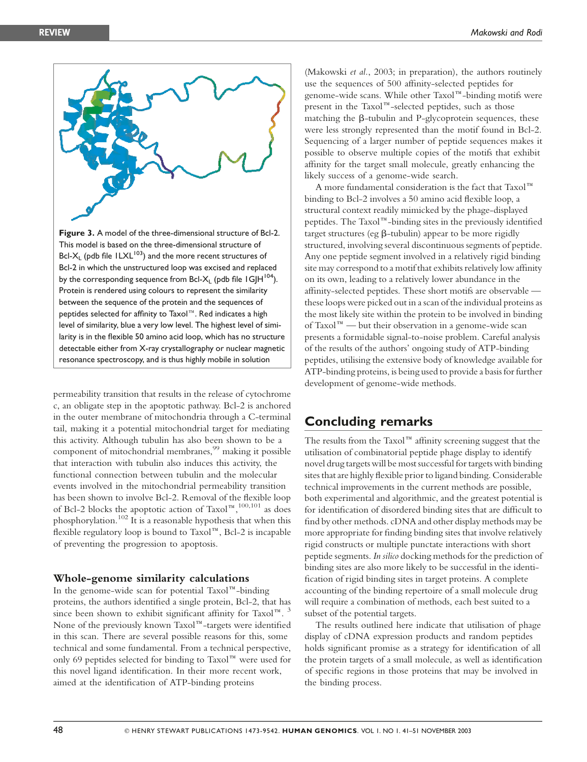**Figure 3.** A model of the three-dimensional structure of Bcl-2. This model is based on the three-dimensional structure of Bcl-$X_L$ (pdb file 1LXL[103]) and the more recent structures of Bcl-2 in which the unstructured loop was excised and replaced by the corresponding sequence from Bcl-$X_L$ (pdb file 1GJH[104]). Protein is rendered using colours to represent the similarity between the sequence of the protein and the sequences of peptides selected for affinity to Taxol™. Red indicates a high level of similarity, blue a very low level. The highest level of similarity is in the flexible 50 amino acid loop, which has no structure detectable either from X-ray crystallography or nuclear magnetic resonance spectroscopy, and is thus highly mobile in solution

permeability transition that results in the release of cytochrome c, an obligate step in the apoptotic pathway. Bcl-2 is anchored in the outer membrane of mitochondria through a C-terminal tail, making it a potential mitochondrial target for mediating this activity. Although tubulin has also been shown to be a component of mitochondrial membranes,[99] making it possible that interaction with tubulin also induces this activity, the functional connection between tubulin and the molecular events involved in the mitochondrial permeability transition has been shown to involve Bcl-2. Removal of the flexible loop of Bcl-2 blocks the apoptotic action of Taxol™,[100,101] as does phosphorylation.[102] It is a reasonable hypothesis that when this flexible regulatory loop is bound to Taxol™, Bcl-2 is incapable of preventing the progression to apoptosis.

### Whole-genome similarity calculations

In the genome-wide scan for potential Taxol™-binding proteins, the authors identified a single protein, Bcl-2, that has since been shown to exhibit significant affinity for Taxol™.[3] None of the previously known Taxol™-targets were identified in this scan. There are several possible reasons for this, some technical and some fundamental. From a technical perspective, only 69 peptides selected for binding to Taxol™ were used for this novel ligand identification. In their more recent work, aimed at the identification of ATP-binding proteins (Makowski *et al.*, 2003; in preparation), the authors routinely use the sequences of 500 affinity-selected peptides for genome-wide scans. While other Taxol™-binding motifs were present in the Taxol™-selected peptides, such as those matching the β-tubulin and P-glycoprotein sequences, these were less strongly represented than the motif found in Bcl-2. Sequencing of a larger number of peptide sequences makes it possible to observe multiple copies of the motifs that exhibit affinity for the target small molecule, greatly enhancing the likely success of a genome-wide search.

A more fundamental consideration is the fact that Taxol™ binding to Bcl-2 involves a 50 amino acid flexible loop, a structural context readily mimicked by the phage-displayed peptides. The Taxol™-binding sites in the previously identified target structures (eg β-tubulin) appear to be more rigidly structured, involving several discontinuous segments of peptide. Any one peptide segment involved in a relatively rigid binding site may correspond to a motif that exhibits relatively low affinity on its own, leading to a relatively lower abundance in the affinity-selected peptides. These short motifs are observable — these loops were picked out in a scan of the individual proteins as the most likely site within the protein to be involved in binding of Taxol™ — but their observation in a genome-wide scan presents a formidable signal-to-noise problem. Careful analysis of the results of the authors' ongoing study of ATP-binding peptides, utilising the extensive body of knowledge available for ATP-binding proteins, is being used to provide a basis for further development of genome-wide methods.

## Concluding remarks

The results from the Taxol™ affinity screening suggest that the utilisation of combinatorial peptide phage display to identify novel drug targets will be most successful for targets with binding sites that are highly flexible prior to ligand binding. Considerable technical improvements in the current methods are possible, both experimental and algorithmic, and the greatest potential is for identification of disordered binding sites that are difficult to find by other methods. cDNA and other display methods may be more appropriate for finding binding sites that involve relatively rigid constructs or multiple punctate interactions with short peptide segments. *In silico* docking methods for the prediction of binding sites are also more likely to be successful in the identification of rigid binding sites in target proteins. A complete accounting of the binding repertoire of a small molecule drug will require a combination of methods, each best suited to a subset of the potential targets.

The results outlined here indicate that utilisation of phage display of cDNA expression products and random peptides holds significant promise as a strategy for identification of all the protein targets of a small molecule, as well as identification of specific regions in those proteins that may be involved in the binding process.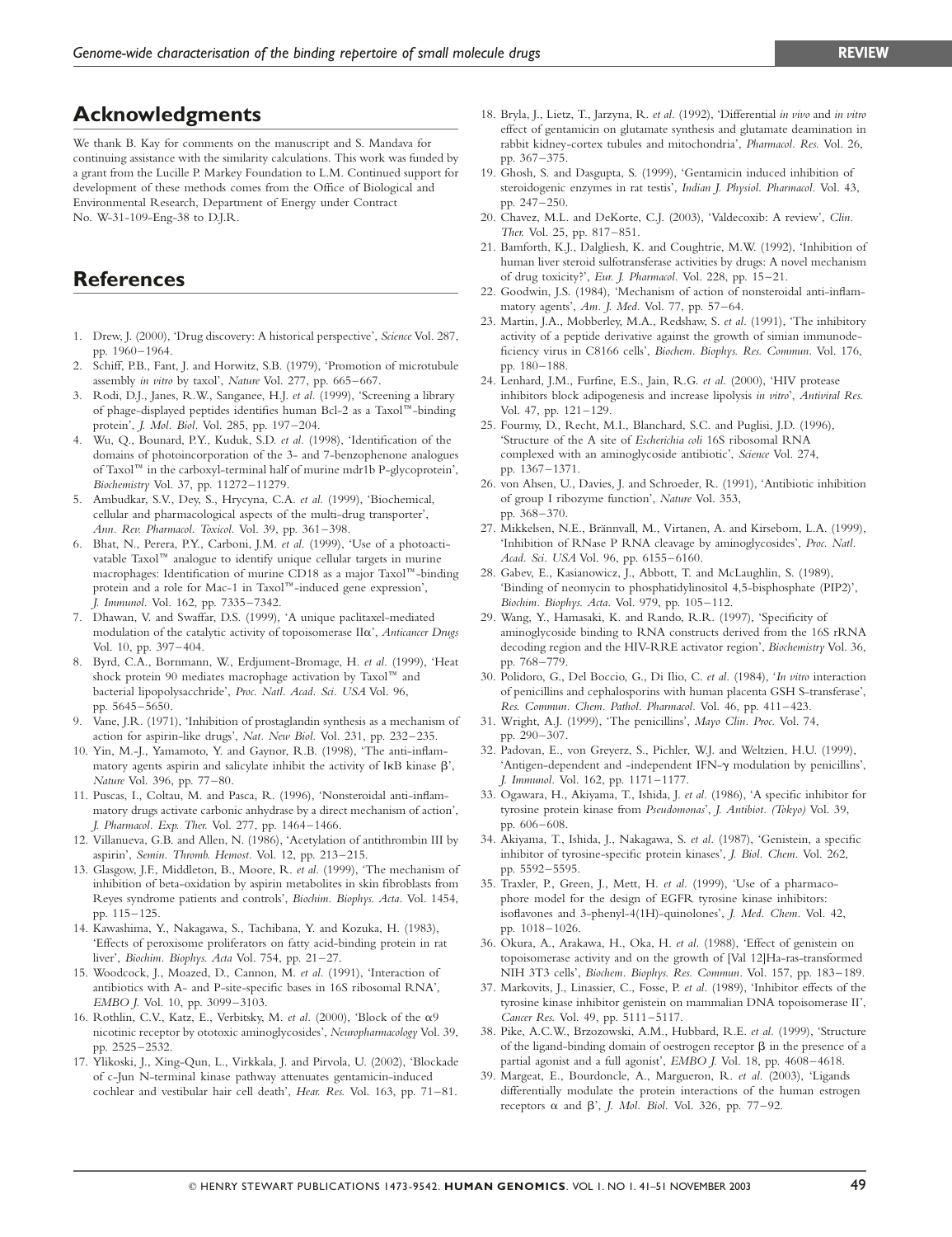## Acknowledgments

We thank B. Kay for comments on the manuscript and S. Mandava for continuing assistance with the similarity calculations. This work was funded by a grant from the Lucille P. Markey Foundation to L.M. Continued support for development of these methods comes from the Office of Biological and Environmental Research, Department of Energy under Contract No. W-31-109-Eng-38 to D.J.R.

## References

1. Drew, J. (2000), 'Drug discovery: A historical perspective', *Science* Vol. 287, pp. 1960–1964.
2. Schiff, P.B., Fant, J. and Horwitz, S.B. (1979), 'Promotion of microtubule assembly *in vitro* by taxol', *Nature* Vol. 277, pp. 665–667.
3. Rodi, D.J., Janes, R.W., Sanganee, H.J. *et al.* (1999), 'Screening a library of phage-displayed peptides identifies human Bcl-2 as a Taxol™-binding protein', *J. Mol. Biol.* Vol. 285, pp. 197–204.
4. Wu, Q., Bounard, P.Y., Kuduk, S.D. *et al.* (1998), 'Identification of the domains of photoincorporation of the 3- and 7-benzophenone analogues of Taxol™ in the carboxyl-terminal half of murine mdr1b P-glycoprotein', *Biochemistry* Vol. 37, pp. 11272–11279.
5. Ambudkar, S.V., Dey, S., Hrycyna, C.A. *et al.* (1999), 'Biochemical, cellular and pharmacological aspects of the multi-drug transporter', *Ann. Rev. Pharmacol. Toxicol.* Vol. 39, pp. 361–398.
6. Bhat, N., Perera, P.Y., Carboni, J.M. *et al.* (1999), 'Use of a photoactivatable Taxol™ analogue to identify unique cellular targets in murine macrophages: Identification of murine CD18 as a major Taxol™-binding protein and a role for Mac-1 in Taxol™-induced gene expression', *J. Immunol.* Vol. 162, pp. 7335–7342.
7. Dhawan, V. and Swaffar, D.S. (1999), 'A unique paclitaxel-mediated modulation of the catalytic activity of topoisomerase IIα', *Anticancer Drugs* Vol. 10, pp. 397–404.
8. Byrd, C.A., Bornmann, W., Erdjument-Bromage, H. *et al.* (1999), 'Heat shock protein 90 mediates macrophage activation by Taxol™ and bacterial lipopolysacchride', *Proc. Natl. Acad. Sci. USA* Vol. 96, pp. 5645–5650.
9. Vane, J.R. (1971), 'Inhibition of prostaglandin synthesis as a mechanism of action for aspirin-like drugs', *Nat. New Biol.* Vol. 231, pp. 232–235.
10. Yin, M.-J., Yamamoto, Y. and Gaynor, R.B. (1998), 'The anti-inflammatory agents aspirin and salicylate inhibit the activity of IκB kinase β', *Nature* Vol. 396, pp. 77–80.
11. Puscas, I., Coltau, M. and Pasca, R. (1996), 'Nonsteroidal anti-inflammatory drugs activate carbonic anhydrase by a direct mechanism of action', *J. Pharmacol. Exp. Ther.* Vol. 277, pp. 1464–1466.
12. Villanueva, G.B. and Allen, N. (1986), 'Acetylation of antithrombin III by aspirin', *Semin. Thromb. Hemost.* Vol. 12, pp. 213–215.
13. Glasgow, J.F., Middleton, B., Moore, R. *et al.* (1999), 'The mechanism of inhibition of beta-oxidation by aspirin metabolites in skin fibroblasts from Reyes syndrome patients and controls', *Biochim. Biophys. Acta.* Vol. 1454, pp. 115–125.
14. Kawashima, Y., Nakagawa, S., Tachibana, Y. and Kozuka, H. (1983), 'Effects of peroxisome proliferators on fatty acid-binding protein in rat liver', *Biochim. Biophys. Acta* Vol. 754, pp. 21–27.
15. Woodcock, J., Moazed, D., Cannon, M. *et al.* (1991), 'Interaction of antibiotics with A- and P-site-specific bases in 16S ribosomal RNA', *EMBO J.* Vol. 10, pp. 3099–3103.
16. Rothlin, C.V., Katz, E., Verbitsky, M. *et al.* (2000), 'Block of the α9 nicotinic receptor by ototoxic aminoglycosides', *Neuropharmacology* Vol. 39, pp. 2525–2532.
17. Ylikoski, J., Xing-Qun, L., Virkkala, J. and Pirvola, U. (2002), 'Blockade of c-Jun N-terminal kinase pathway attenuates gentamicin-induced cochlear and vestibular hair cell death', *Hear. Res.* Vol. 163, pp. 71–81.
18. Bryla, J., Lietz, T., Jarzyna, R. *et al.* (1992), 'Differential *in vivo* and *in vitro* effect of gentamicin on glutamate synthesis and glutamate deamination in rabbit kidney-cortex tubules and mitochondria', *Pharmacol. Res.* Vol. 26, pp. 367–375.
19. Ghosh, S. and Dasgupta, S. (1999), 'Gentamicin induced inhibition of steroidogenic enzymes in rat testis', *Indian J. Physiol. Pharmacol.* Vol. 43, pp. 247–250.
20. Chavez, M.L. and DeKorte, C.J. (2003), 'Valdecoxib: A review', *Clin. Ther.* Vol. 25, pp. 817–851.
21. Bamforth, K.J., Dalgliesh, K. and Coughtrie, M.W. (1992), 'Inhibition of human liver steroid sulfotransferase activities by drugs: A novel mechanism of drug toxicity?', *Eur. J. Pharmacol.* Vol. 228, pp. 15–21.
22. Goodwin, J.S. (1984), 'Mechanism of action of nonsteroidal anti-inflammatory agents', *Am. J. Med.* Vol. 77, pp. 57–64.
23. Martin, J.A., Mobberley, M.A., Redshaw, S. *et al.* (1991), 'The inhibitory activity of a peptide derivative against the growth of simian immunodeficiency virus in C8166 cells', *Biochem. Biophys. Res. Commun.* Vol. 176, pp. 180–188.
24. Lenhard, J.M., Furfine, E.S., Jain, R.G. *et al.* (2000), 'HIV protease inhibitors block adipogenesis and increase lipolysis *in vitro*', *Antiviral Res.* Vol. 47, pp. 121–129.
25. Fourmy, D., Recht, M.I., Blanchard, S.C. and Puglisi, J.D. (1996), 'Structure of the A site of *Escherichia coli* 16S ribosomal RNA complexed with an aminoglycoside antibiotic', *Science* Vol. 274, pp. 1367–1371.
26. von Ahsen, U., Davies, J. and Schroeder, R. (1991), 'Antibiotic inhibition of group I ribozyme function', *Nature* Vol. 353, pp. 368–370.
27. Mikkelsen, N.E., Brännvall, M., Virtanen, A. and Kirsebom, L.A. (1999), 'Inhibition of RNase P RNA cleavage by aminoglycosides', *Proc. Natl. Acad. Sci. USA* Vol. 96, pp. 6155–6160.
28. Gabev, E., Kasianowicz, J., Abbott, T. and McLaughlin, S. (1989), 'Binding of neomycin to phosphatidylinositol 4,5-bisphosphate (PIP2)', *Biochim. Biophys. Acta.* Vol. 979, pp. 105–112.
29. Wang, Y., Hamasaki, K. and Rando, R.R. (1997), 'Specificity of aminoglycoside binding to RNA constructs derived from the 16S rRNA decoding region and the HIV-RRE activator region', *Biochemistry* Vol. 36, pp. 768–779.
30. Polidoro, G., Del Boccio, G., Di Ilio, C. *et al.* (1984), '*In vitro* interaction of penicillins and cephalosporins with human placenta GSH S-transferase', *Res. Commun. Chem. Pathol. Pharmacol.* Vol. 46, pp. 411–423.
31. Wright, A.J. (1999), 'The penicillins', *Mayo Clin. Proc.* Vol. 74, pp. 290–307.
32. Padovan, E., von Greyerz, S., Pichler, W.J. and Weltzien, H.U. (1999), 'Antigen-dependent and -independent IFN-γ modulation by penicillins', *J. Immunol.* Vol. 162, pp. 1171–1177.
33. Ogawara, H., Akiyama, T., Ishida, J. *et al.* (1986), 'A specific inhibitor for tyrosine protein kinase from *Pseudomonas*', *J. Antibiot. (Tokyo)* Vol. 39, pp. 606–608.
34. Akiyama, T., Ishida, J., Nakagawa, S. *et al.* (1987), 'Genistein, a specific inhibitor of tyrosine-specific protein kinases', *J. Biol. Chem.* Vol. 262, pp. 5592–5595.
35. Traxler, P., Green, J., Mett, H. *et al.* (1999), 'Use of a pharmacophore model for the design of EGFR tyrosine kinase inhibitors: isoflavones and 3-phenyl-4(1H)-quinolones', *J. Med. Chem.* Vol. 42, pp. 1018–1026.
36. Okura, A., Arakawa, H., Oka, H. *et al.* (1988), 'Effect of genistein on topoisomerase activity and on the growth of [Val 12]Ha-ras-transformed NIH 3T3 cells', *Biochem. Biophys. Res. Commun.* Vol. 157, pp. 183–189.
37. Markovits, J., Linassier, C., Fosse, P. *et al.* (1989), 'Inhibitor effects of the tyrosine kinase inhibitor genistein on mammalian DNA topoisomerase II', *Cancer Res.* Vol. 49, pp. 5111–5117.
38. Pike, A.C.W., Brzozowski, A.M., Hubbard, R.E. *et al.* (1999), 'Structure of the ligand-binding domain of oestrogen receptor β in the presence of a partial agonist and a full agonist', *EMBO J.* Vol. 18, pp. 4608–4618.
39. Margeat, E., Bourdoncle, A., Margueron, R. *et al.* (2003), 'Ligands differentially modulate the protein interactions of the human estrogen receptors α and β', *J. Mol. Biol.* Vol. 326, pp. 77–92.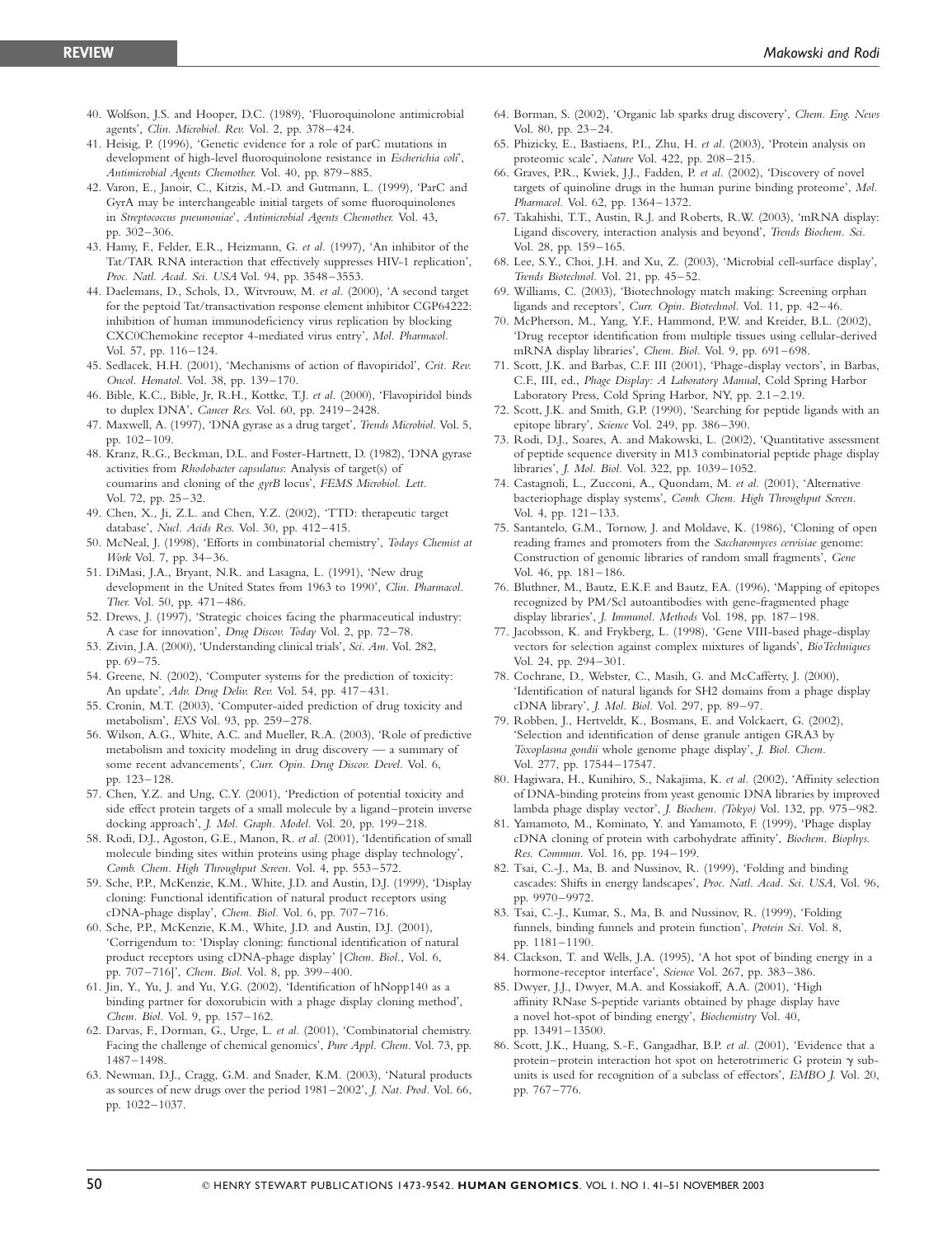40. Wolfson, J.S. and Hooper, D.C. (1989), 'Fluoroquinolone antimicrobial agents', *Clin. Microbiol. Rev.* Vol. 2, pp. 378–424.
41. Heisig, P. (1996), 'Genetic evidence for a role of parC mutations in development of high-level fluoroquinolone resistance in *Escherichia coli*', *Antimicrobial Agents Chemother.* Vol. 40, pp. 879–885.
42. Varon, E., Janoir, C., Kitzis, M.-D. and Gutmann, L. (1999), 'ParC and GyrA may be interchangeable initial targets of some fluoroquinolones in *Streptococcus pneumoniae*', *Antimicrobial Agents Chemother.* Vol. 43, pp. 302–306.
43. Hamy, F., Felder, E.R., Heizmann, G. *et al.* (1997), 'An inhibitor of the Tat/TAR RNA interaction that effectively suppresses HIV-1 replication', *Proc. Natl. Acad. Sci. USA* Vol. 94, pp. 3548–3553.
44. Daelemans, D., Schols, D., Witvrouw, M. *et al.* (2000), 'A second target for the peptoid Tat/transactivation response element inhibitor CGP64222: inhibition of human immunodeficiency virus replication by blocking CXC0Chemokine receptor 4-mediated virus entry', *Mol. Pharmacol.* Vol. 57, pp. 116–124.
45. Sedlacek, H.H. (2001), 'Mechanisms of action of flavopiridol', *Crit. Rev. Oncol. Hematol.* Vol. 38, pp. 139–170.
46. Bible, K.C., Bible, Jr, R.H., Kottke, T.J. *et al.* (2000), 'Flavopiridol binds to duplex DNA', *Cancer Res.* Vol. 60, pp. 2419–2428.
47. Maxwell, A. (1997), 'DNA gyrase as a drug target', *Trends Microbiol.* Vol. 5, pp. 102–109.
48. Kranz, R.G., Beckman, D.L. and Foster-Hartnett, D. (1982), 'DNA gyrase activities from *Rhodobacter capsulatus*: Analysis of target(s) of coumarins and cloning of the *gyrB* locus', *FEMS Microbiol. Lett.* Vol. 72, pp. 25–32.
49. Chen, X., Ji, Z.L. and Chen, Y.Z. (2002), 'TTD: therapeutic target database', *Nucl. Acids Res.* Vol. 30, pp. 412–415.
50. McNeal, J. (1998), 'Efforts in combinatorial chemistry', *Todays Chemist at Work* Vol. 7, pp. 34–36.
51. DiMasi, J.A., Bryant, N.R. and Lasagna, L. (1991), 'New drug development in the United States from 1963 to 1990', *Clin. Pharmacol. Ther.* Vol. 50, pp. 471–486.
52. Drews, J. (1997), 'Strategic choices facing the pharmaceutical industry: A case for innovation', *Drug Discov. Today* Vol. 2, pp. 72–78.
53. Zivin, J.A. (2000), 'Understanding clinical trials', *Sci. Am.* Vol. 282, pp. 69–75.
54. Greene, N. (2002), 'Computer systems for the prediction of toxicity: An update', *Adv. Drug Deliv. Rev.* Vol. 54, pp. 417–431.
55. Cronin, M.T. (2003), 'Computer-aided prediction of drug toxicity and metabolism', *EXS* Vol. 93, pp. 259–278.
56. Wilson, A.G., White, A.C. and Mueller, R.A. (2003), 'Role of predictive metabolism and toxicity modeling in drug discovery — a summary of some recent advancements', *Curr. Opin. Drug Discov. Devel.* Vol. 6, pp. 123–128.
57. Chen, Y.Z. and Ung, C.Y. (2001), 'Prediction of potential toxicity and side effect protein targets of a small molecule by a ligand–protein inverse docking approach', *J. Mol. Graph. Model.* Vol. 20, pp. 199–218.
58. Rodi, D.J., Agoston, G.E., Manon, R. *et al.* (2001), 'Identification of small molecule binding sites within proteins using phage display technology', *Comb. Chem. High Throughput Screen.* Vol. 4, pp. 553–572.
59. Sche, P.P., McKenzie, K.M., White, J.D. and Austin, D.J. (1999), 'Display cloning: Functional identification of natural product receptors using cDNA-phage display', *Chem. Biol.* Vol. 6, pp. 707–716.
60. Sche, P.P., McKenzie, K.M., White, J.D. and Austin, D.J. (2001), 'Corrigendum to: 'Display cloning: functional identification of natural product receptors using cDNA-phage display' [*Chem. Biol.*, Vol. 6, pp. 707–716]', *Chem. Biol.* Vol. 8, pp. 399–400.
61. Jin, Y., Yu, J. and Yu, Y.G. (2002), 'Identification of hNopp140 as a binding partner for doxorubicin with a phage display cloning method', *Chem. Biol.* Vol. 9, pp. 157–162.
62. Darvas, F., Dorman, G., Urge, L. *et al.* (2001), 'Combinatorial chemistry. Facing the challenge of chemical genomics', *Pure Appl. Chem.* Vol. 73, pp. 1487–1498.
63. Newman, D.J., Cragg, G.M. and Snader, K.M. (2003), 'Natural products as sources of new drugs over the period 1981–2002', *J. Nat. Prod.* Vol. 66, pp. 1022–1037.
64. Borman, S. (2002), 'Organic lab sparks drug discovery', *Chem. Eng. News* Vol. 80, pp. 23–24.
65. Phizicky, E., Bastiaens, P.I., Zhu, H. *et al.* (2003), 'Protein analysis on proteomic scale', *Nature* Vol. 422, pp. 208–215.
66. Graves, P.R., Kwiek, J.J., Fadden, P. *et al.* (2002), 'Discovery of novel targets of quinoline drugs in the human purine binding proteome', *Mol. Pharmacol.* Vol. 62, pp. 1364–1372.
67. Takahishi, T.T., Austin, R.J. and Roberts, R.W. (2003), 'mRNA display: Ligand discovery, interaction analysis and beyond', *Trends Biochem. Sci.* Vol. 28, pp. 159–165.
68. Lee, S.Y., Choi, J.H. and Xu, Z. (2003), 'Microbial cell-surface display', *Trends Biotechnol.* Vol. 21, pp. 45–52.
69. Williams, C. (2003), 'Biotechnology match making: Screening orphan ligands and receptors', *Curr. Opin. Biotechnol.* Vol. 11, pp. 42–46.
70. McPherson, M., Yang, Y.F., Hammond, P.W. and Kreider, B.L. (2002), 'Drug receptor identification from multiple tissues using cellular-derived mRNA display libraries', *Chem. Biol.* Vol. 9, pp. 691–698.
71. Scott, J.K. and Barbas, C.F. III (2001), 'Phage-display vectors', in Barbas, C.F., III, ed., *Phage Display: A Laboratory Manual*, Cold Spring Harbor Laboratory Press, Cold Spring Harbor, NY, pp. 2.1–2.19.
72. Scott, J.K. and Smith, G.P. (1990), 'Searching for peptide ligands with an epitope library', *Science* Vol. 249, pp. 386–390.
73. Rodi, D.J., Soares, A. and Makowski, L. (2002), 'Quantitative assessment of peptide sequence diversity in M13 combinatorial peptide phage display libraries', *J. Mol. Biol.* Vol. 322, pp. 1039–1052.
74. Castagnoli, L., Zucconi, A., Quondam, M. *et al.* (2001), 'Alternative bacteriophage display systems', *Comb. Chem. High Throughput Screen.* Vol. 4, pp. 121–133.
75. Santantelo, G.M., Tornow, J. and Moldave, K. (1986), 'Cloning of open reading frames and promoters from the *Saccharomyces cervisiae* genome: Construction of genomic libraries of random small fragments', *Gene* Vol. 46, pp. 181–186.
76. Bluthner, M., Bautz, E.K.F. and Bautz, F.A. (1996), 'Mapping of epitopes recognized by PM/Scl autoantibodies with gene-fragmented phage display libraries', *J. Immunol. Methods* Vol. 198, pp. 187–198.
77. Jacobsson, K. and Frykberg, L. (1998), 'Gene VIII-based phage-display vectors for selection against complex mixtures of ligands', *BioTechniques* Vol. 24, pp. 294–301.
78. Cochrane, D., Webster, C., Masih, G. and McCafferty, J. (2000), 'Identification of natural ligands for SH2 domains from a phage display cDNA library', *J. Mol. Biol.* Vol. 297, pp. 89–97.
79. Robben, J., Hertveldt, K., Bosmans, E. and Volckaert, G. (2002), 'Selection and identification of dense granule antigen GRA3 by *Toxoplasma gondii* whole genome phage display', *J. Biol. Chem.* Vol. 277, pp. 17544–17547.
80. Hagiwara, H., Kunihiro, S., Nakajima, K. *et al.* (2002), 'Affinity selection of DNA-binding proteins from yeast genomic DNA libraries by improved lambda phage display vector', *J. Biochem. (Tokyo)* Vol. 132, pp. 975–982.
81. Yamamoto, M., Kominato, Y. and Yamamoto, F. (1999), 'Phage display cDNA cloning of protein with carbohydrate affinity', *Biochem. Biophys. Res. Commun.* Vol. 16, pp. 194–199.
82. Tsai, C.-J., Ma, B. and Nussinov, R. (1999), 'Folding and binding cascades: Shifts in energy landscapes', *Proc. Natl. Acad. Sci. USA*, Vol. 96, pp. 9970–9972.
83. Tsai, C.-J., Kumar, S., Ma, B. and Nussinov, R. (1999), 'Folding funnels, binding funnels and protein function', *Protein Sci.* Vol. 8, pp. 1181–1190.
84. Clackson, T. and Wells, J.A. (1995), 'A hot spot of binding energy in a hormone-receptor interface', *Science* Vol. 267, pp. 383–386.
85. Dwyer, J.J., Dwyer, M.A. and Kossiakoff, A.A. (2001), 'High affinity RNase S-peptide variants obtained by phage display have a novel hot-spot of binding energy', *Biochemistry* Vol. 40, pp. 13491–13500.
86. Scott, J.K., Huang, S.-F., Gangadhar, B.P. *et al.* (2001), 'Evidence that a protein–protein interaction hot spot on heterotrimeric G protein $\gamma$ subunits is used for recognition of a subclass of effectors', *EMBO J.* Vol. 20, pp. 767–776.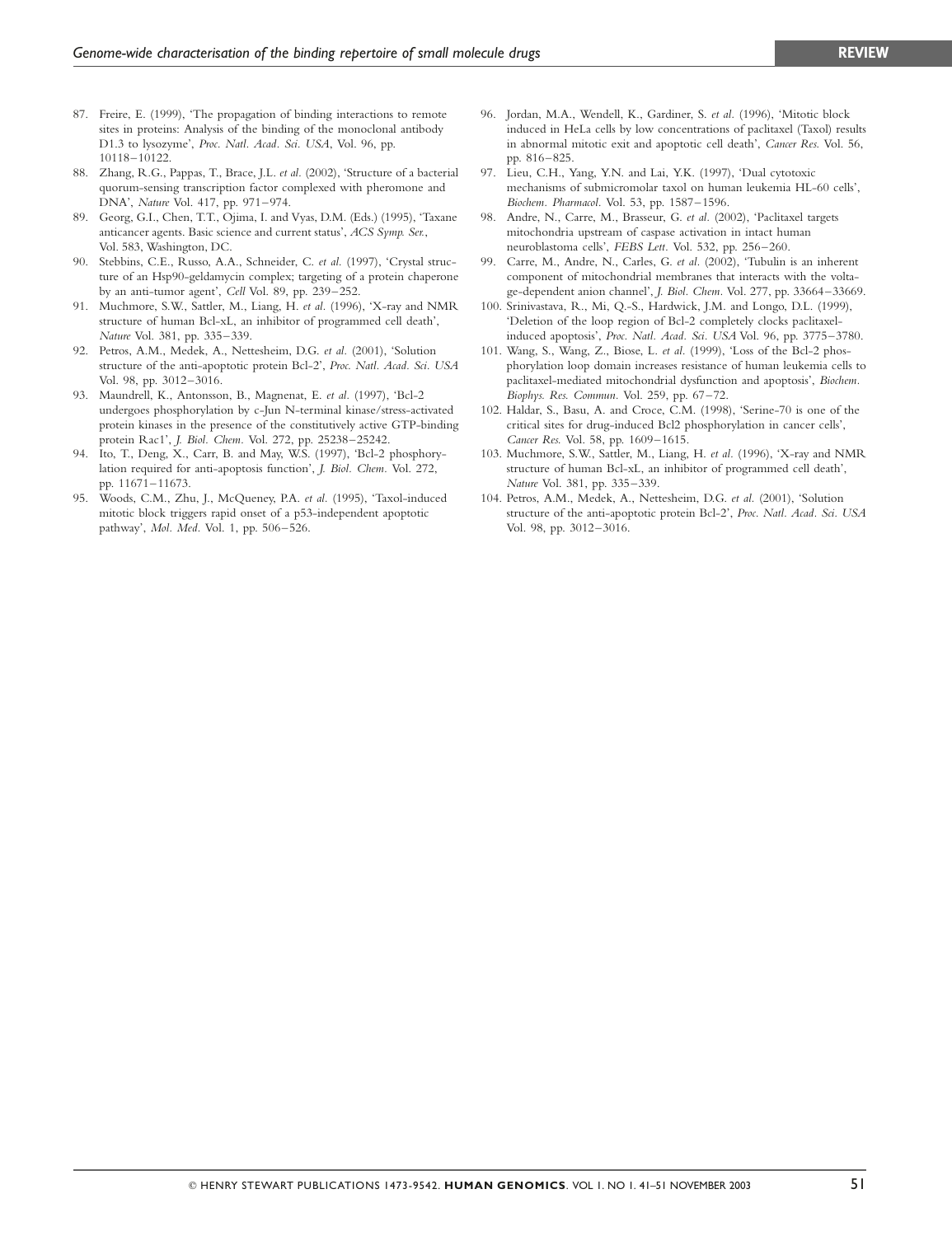87. Freire, E. (1999), 'The propagation of binding interactions to remote sites in proteins: Analysis of the binding of the monoclonal antibody D1.3 to lysozyme', *Proc. Natl. Acad. Sci. USA*, Vol. 96, pp. 10118–10122.
88. Zhang, R.G., Pappas, T., Brace, J.L. *et al.* (2002), 'Structure of a bacterial quorum-sensing transcription factor complexed with pheromone and DNA', *Nature* Vol. 417, pp. 971–974.
89. Georg, G.I., Chen, T.T., Ojima, I. and Vyas, D.M. (Eds.) (1995), 'Taxane anticancer agents. Basic science and current status', *ACS Symp. Ser.*, Vol. 583, Washington, DC.
90. Stebbins, C.E., Russo, A.A., Schneider, C. *et al.* (1997), 'Crystal structure of an Hsp90-geldamycin complex; targeting of a protein chaperone by an anti-tumor agent', *Cell* Vol. 89, pp. 239–252.
91. Muchmore, S.W., Sattler, M., Liang, H. *et al.* (1996), 'X-ray and NMR structure of human Bcl-xL, an inhibitor of programmed cell death', *Nature* Vol. 381, pp. 335–339.
92. Petros, A.M., Medek, A., Nettesheim, D.G. *et al.* (2001), 'Solution structure of the anti-apoptotic protein Bcl-2', *Proc. Natl. Acad. Sci. USA* Vol. 98, pp. 3012–3016.
93. Maundrell, K., Antonsson, B., Magnenat, E. *et al.* (1997), 'Bcl-2 undergoes phosphorylation by c-Jun N-terminal kinase/stress-activated protein kinases in the presence of the constitutively active GTP-binding protein Rac1', *J. Biol. Chem.* Vol. 272, pp. 25238–25242.
94. Ito, T., Deng, X., Carr, B. and May, W.S. (1997), 'Bcl-2 phosphorylation required for anti-apoptosis function', *J. Biol. Chem.* Vol. 272, pp. 11671–11673.
95. Woods, C.M., Zhu, J., McQueney, P.A. *et al.* (1995), 'Taxol-induced mitotic block triggers rapid onset of a p53-independent apoptotic pathway', *Mol. Med.* Vol. 1, pp. 506–526.
96. Jordan, M.A., Wendell, K., Gardiner, S. *et al.* (1996), 'Mitotic block induced in HeLa cells by low concentrations of paclitaxel (Taxol) results in abnormal mitotic exit and apoptotic cell death', *Cancer Res.* Vol. 56, pp. 816–825.
97. Lieu, C.H., Yang, Y.N. and Lai, Y.K. (1997), 'Dual cytotoxic mechanisms of submicromolar taxol on human leukemia HL-60 cells', *Biochem. Pharmacol.* Vol. 53, pp. 1587–1596.
98. Andre, N., Carre, M., Brasseur, G. *et al.* (2002), 'Paclitaxel targets mitochondria upstream of caspase activation in intact human neuroblastoma cells', *FEBS Lett.* Vol. 532, pp. 256–260.
99. Carre, M., Andre, N., Carles, G. *et al.* (2002), 'Tubulin is an inherent component of mitochondrial membranes that interacts with the voltage-dependent anion channel', *J. Biol. Chem.* Vol. 277, pp. 33664–33669.
100. Srinivastava, R., Mi, Q.-S., Hardwick, J.M. and Longo, D.L. (1999), 'Deletion of the loop region of Bcl-2 completely clocks paclitaxel-induced apoptosis', *Proc. Natl. Acad. Sci. USA* Vol. 96, pp. 3775–3780.
101. Wang, S., Wang, Z., Biose, L. *et al.* (1999), 'Loss of the Bcl-2 phosphorylation loop domain increases resistance of human leukemia cells to paclitaxel-mediated mitochondrial dysfunction and apoptosis', *Biochem. Biophys. Res. Commun.* Vol. 259, pp. 67–72.
102. Haldar, S., Basu, A. and Croce, C.M. (1998), 'Serine-70 is one of the critical sites for drug-induced Bcl2 phosphorylation in cancer cells', *Cancer Res.* Vol. 58, pp. 1609–1615.
103. Muchmore, S.W., Sattler, M., Liang, H. *et al.* (1996), 'X-ray and NMR structure of human Bcl-xL, an inhibitor of programmed cell death', *Nature* Vol. 381, pp. 335–339.
104. Petros, A.M., Medek, A., Nettesheim, D.G. *et al.* (2001), 'Solution structure of the anti-apoptotic protein Bcl-2', *Proc. Natl. Acad. Sci. USA* Vol. 98, pp. 3012–3016.